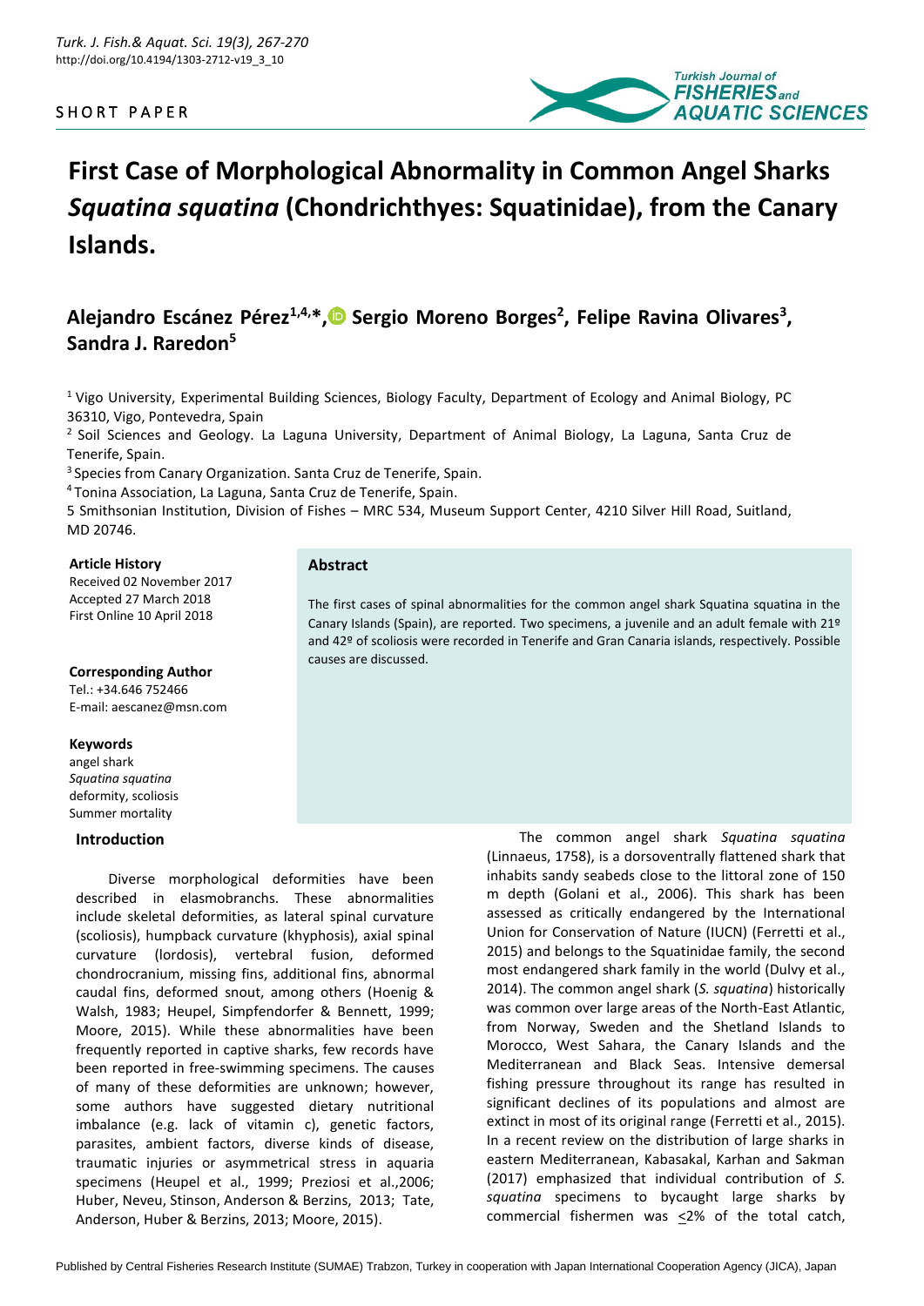SHORT PAPER

# First Case of Morphological Abnormality in Common Angel Sharks *Squatina squatina* (Chondrichthyes: Squatinidae), from the Canary Islands.

## Alejandro Escánez Pérez[1,4,*], Sergio Moreno Borges[2], Felipe Ravina Olivares[3], Sandra J. Raredon[5]

[1] Vigo University, Experimental Building Sciences, Biology Faculty, Department of Ecology and Animal Biology, PC 36310, Vigo, Pontevedra, Spain

[2] Soil Sciences and Geology. La Laguna University, Department of Animal Biology, La Laguna, Santa Cruz de Tenerife, Spain.

[3] Species from Canary Organization. Santa Cruz de Tenerife, Spain.

[4] Tonina Association, La Laguna, Santa Cruz de Tenerife, Spain.

5 Smithsonian Institution, Division of Fishes – MRC 534, Museum Support Center, 4210 Silver Hill Road, Suitland, MD 20746.

**Article History**
Received 02 November 2017
Accepted 27 March 2018
First Online 10 April 2018

**Corresponding Author**
Tel.: +34.646 752466
E-mail: aescanez@msn.com

**Keywords**
angel shark
*Squatina squatina*
deformity, scoliosis
Summer mortality

### Abstract

The first cases of spinal abnormalities for the common angel shark Squatina squatina in the Canary Islands (Spain), are reported. Two specimens, a juvenile and an adult female with 21º and 42º of scoliosis were recorded in Tenerife and Gran Canaria islands, respectively. Possible causes are discussed.

### Introduction

Diverse morphological deformities have been described in elasmobranchs. These abnormalities include skeletal deformities, as lateral spinal curvature (scoliosis), humpback curvature (khyphosis), axial spinal curvature (lordosis), vertebral fusion, deformed chondrocranium, missing fins, additional fins, abnormal caudal fins, deformed snout, among others (Hoenig & Walsh, 1983; Heupel, Simpfendorfer & Bennett, 1999; Moore, 2015). While these abnormalities have been frequently reported in captive sharks, few records have been reported in free-swimming specimens. The causes of many of these deformities are unknown; however, some authors have suggested dietary nutritional imbalance (e.g. lack of vitamin c), genetic factors, parasites, ambient factors, diverse kinds of disease, traumatic injuries or asymmetrical stress in aquaria specimens (Heupel et al., 1999; Preziosi et al.,2006; Huber, Neveu, Stinson, Anderson & Berzins, 2013; Tate, Anderson, Huber & Berzins, 2013; Moore, 2015).

The common angel shark *Squatina squatina* (Linnaeus, 1758), is a dorsoventrally flattened shark that inhabits sandy seabeds close to the littoral zone of 150 m depth (Golani et al., 2006). This shark has been assessed as critically endangered by the International Union for Conservation of Nature (IUCN) (Ferretti et al., 2015) and belongs to the Squatinidae family, the second most endangered shark family in the world (Dulvy et al., 2014). The common angel shark (*S. squatina*) historically was common over large areas of the North-East Atlantic, from Norway, Sweden and the Shetland Islands to Morocco, West Sahara, the Canary Islands and the Mediterranean and Black Seas. Intensive demersal fishing pressure throughout its range has resulted in significant declines of its populations and almost are extinct in most of its original range (Ferretti et al., 2015). In a recent review on the distribution of large sharks in eastern Mediterranean, Kabasakal, Karhan and Sakman (2017) emphasized that individual contribution of *S. squatina* specimens to bycaught large sharks by commercial fishermen was $\leq$2% of the total catch,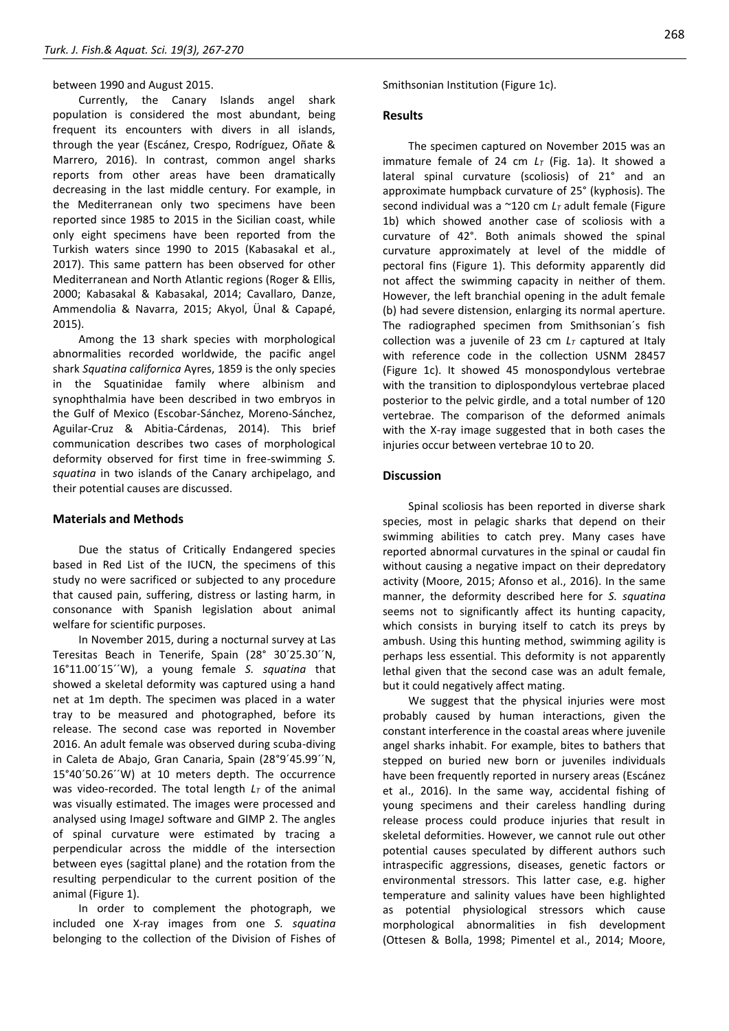between 1990 and August 2015.

Currently, the Canary Islands angel shark population is considered the most abundant, being frequent its encounters with divers in all islands, through the year (Escánez, Crespo, Rodríguez, Oñate & Marrero, 2016). In contrast, common angel sharks reports from other areas have been dramatically decreasing in the last middle century. For example, in the Mediterranean only two specimens have been reported since 1985 to 2015 in the Sicilian coast, while only eight specimens have been reported from the Turkish waters since 1990 to 2015 (Kabasakal et al., 2017). This same pattern has been observed for other Mediterranean and North Atlantic regions (Roger & Ellis, 2000; Kabasakal & Kabasakal, 2014; Cavallaro, Danze, Ammendolia & Navarra, 2015; Akyol, Ünal & Capapé, 2015).

Among the 13 shark species with morphological abnormalities recorded worldwide, the pacific angel shark *Squatina californica* Ayres, 1859 is the only species in the Squatinidae family where albinism and synophthalmia have been described in two embryos in the Gulf of Mexico (Escobar-Sánchez, Moreno-Sánchez, Aguilar-Cruz & Abitia-Cárdenas, 2014). This brief communication describes two cases of morphological deformity observed for first time in free-swimming *S. squatina* in two islands of the Canary archipelago, and their potential causes are discussed.

## Materials and Methods

Due the status of Critically Endangered species based in Red List of the IUCN, the specimens of this study no were sacrificed or subjected to any procedure that caused pain, suffering, distress or lasting harm, in consonance with Spanish legislation about animal welfare for scientific purposes.

In November 2015, during a nocturnal survey at Las Teresitas Beach in Tenerife, Spain (28° 30´25.30´´N, 16°11.00´15´´W), a young female *S. squatina* that showed a skeletal deformity was captured using a hand net at 1m depth. The specimen was placed in a water tray to be measured and photographed, before its release. The second case was reported in November 2016. An adult female was observed during scuba-diving in Caleta de Abajo, Gran Canaria, Spain (28°9´45.99´´N, 15°40´50.26´´W) at 10 meters depth. The occurrence was video-recorded. The total length $L_T$ of the animal was visually estimated. The images were processed and analysed using ImageJ software and GIMP 2. The angles of spinal curvature were estimated by tracing a perpendicular across the middle of the intersection between eyes (sagittal plane) and the rotation from the resulting perpendicular to the current position of the animal (Figure 1).

In order to complement the photograph, we included one X-ray images from one *S. squatina* belonging to the collection of the Division of Fishes of Smithsonian Institution (Figure 1c).

## Results

The specimen captured on November 2015 was an immature female of 24 cm $L_T$ (Fig. 1a). It showed a lateral spinal curvature (scoliosis) of 21° and an approximate humpback curvature of 25° (kyphosis). The second individual was a ~120 cm $L_T$ adult female (Figure 1b) which showed another case of scoliosis with a curvature of 42°. Both animals showed the spinal curvature approximately at level of the middle of pectoral fins (Figure 1). This deformity apparently did not affect the swimming capacity in neither of them. However, the left branchial opening in the adult female (b) had severe distension, enlarging its normal aperture. The radiographed specimen from Smithsonian´s fish collection was a juvenile of 23 cm $L_T$ captured at Italy with reference code in the collection USNM 28457 (Figure 1c). It showed 45 monospondylous vertebrae with the transition to diplospondylous vertebrae placed posterior to the pelvic girdle, and a total number of 120 vertebrae. The comparison of the deformed animals with the X-ray image suggested that in both cases the injuries occur between vertebrae 10 to 20.

## Discussion

Spinal scoliosis has been reported in diverse shark species, most in pelagic sharks that depend on their swimming abilities to catch prey. Many cases have reported abnormal curvatures in the spinal or caudal fin without causing a negative impact on their depredatory activity (Moore, 2015; Afonso et al., 2016). In the same manner, the deformity described here for *S. squatina* seems not to significantly affect its hunting capacity, which consists in burying itself to catch its preys by ambush. Using this hunting method, swimming agility is perhaps less essential. This deformity is not apparently lethal given that the second case was an adult female, but it could negatively affect mating.

We suggest that the physical injuries were most probably caused by human interactions, given the constant interference in the coastal areas where juvenile angel sharks inhabit. For example, bites to bathers that stepped on buried new born or juveniles individuals have been frequently reported in nursery areas (Escánez et al., 2016). In the same way, accidental fishing of young specimens and their careless handling during release process could produce injuries that result in skeletal deformities. However, we cannot rule out other potential causes speculated by different authors such intraspecific aggressions, diseases, genetic factors or environmental stressors. This latter case, e.g. higher temperature and salinity values have been highlighted as potential physiological stressors which cause morphological abnormalities in fish development (Ottesen & Bolla, 1998; Pimentel et al., 2014; Moore,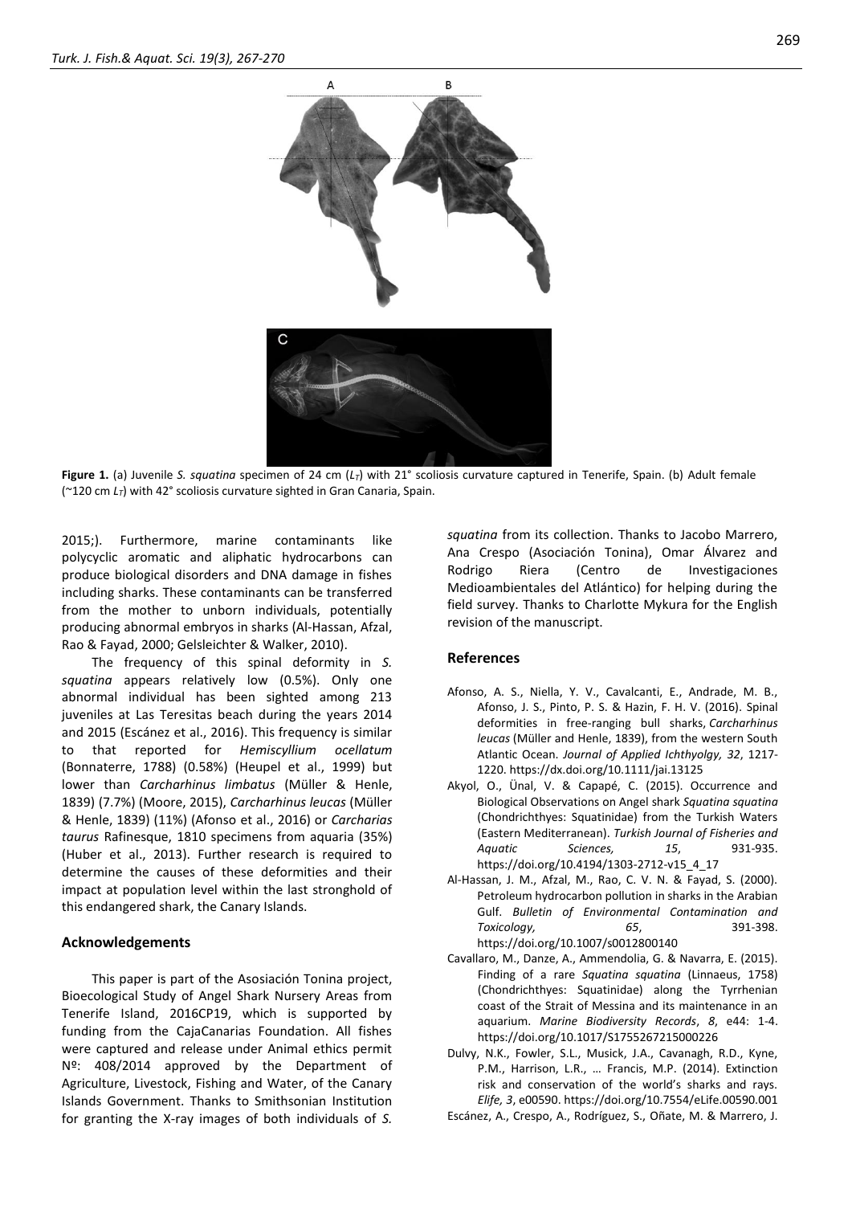**Figure 1.** (a) Juvenile *S. squatina* specimen of 24 cm ($L_T$) with 21° scoliosis curvature captured in Tenerife, Spain. (b) Adult female (~120 cm $L_T$) with 42° scoliosis curvature sighted in Gran Canaria, Spain.

2015;). Furthermore, marine contaminants like polycyclic aromatic and aliphatic hydrocarbons can produce biological disorders and DNA damage in fishes including sharks. These contaminants can be transferred from the mother to unborn individuals, potentially producing abnormal embryos in sharks (Al-Hassan, Afzal, Rao & Fayad, 2000; Gelsleichter & Walker, 2010).

The frequency of this spinal deformity in *S. squatina* appears relatively low (0.5%). Only one abnormal individual has been sighted among 213 juveniles at Las Teresitas beach during the years 2014 and 2015 (Escánez et al., 2016). This frequency is similar to that reported for *Hemiscyllium ocellatum* (Bonnaterre, 1788) (0.58%) (Heupel et al., 1999) but lower than *Carcharinus limbatus* (Müller & Henle, 1839) (7.7%) (Moore, 2015), *Carcharinus leucas* (Müller & Henle, 1839) (11%) (Afonso et al., 2016) or *Carcharias taurus* Rafinesque, 1810 specimens from aquaria (35%) (Huber et al., 2013). Further research is required to determine the causes of these deformities and their impact at population level within the last stronghold of this endangered shark, the Canary Islands.

## Acknowledgements

This paper is part of the Asosiación Tonina project, Bioecological Study of Angel Shark Nursery Areas from Tenerife Island, 2016CP19, which is supported by funding from the CajaCanarias Foundation. All fishes were captured and release under Animal ethics permit Nº: 408/2014 approved by the Department of Agriculture, Livestock, Fishing and Water, of the Canary Islands Government. Thanks to Smithsonian Institution for granting the X-ray images of both individuals of *S. squatina* from its collection. Thanks to Jacobo Marrero, Ana Crespo (Asociación Tonina), Omar Álvarez and Rodrigo Riera (Centro de Investigaciones Medioambientales del Atlántico) for helping during the field survey. Thanks to Charlotte Mykura for the English revision of the manuscript.

## References

Afonso, A. S., Niella, Y. V., Cavalcanti, E., Andrade, M. B., Afonso, J. S., Pinto, P. S. & Hazin, F. H. V. (2016). Spinal deformities in free-ranging bull sharks, *Carcharhinus leucas* (Müller and Henle, 1839), from the western South Atlantic Ocean. *Journal of Applied Ichthyolgy, 32*, 1217-1220. https://dx.doi.org/10.1111/jai.13125

Akyol, O., Ünal, V. & Capapé, C. (2015). Occurrence and Biological Observations on Angel shark *Squatina squatina* (Chondrichthyes: Squatinidae) from the Turkish Waters (Eastern Mediterranean). *Turkish Journal of Fisheries and Aquatic Sciences, 15*, 931-935. https://doi.org/10.4194/1303-2712-v15_4_17

Al-Hassan, J. M., Afzal, M., Rao, C. V. N. & Fayad, S. (2000). Petroleum hydrocarbon pollution in sharks in the Arabian Gulf. *Bulletin of Environmental Contamination and Toxicology, 65*, 391-398. https://doi.org/10.1007/s0012800140

Cavallaro, M., Danze, A., Ammendolia, G. & Navarra, E. (2015). Finding of a rare *Squatina squatina* (Linnaeus, 1758) (Chondrichthyes: Squatinidae) along the Tyrrhenian coast of the Strait of Messina and its maintenance in an aquarium. *Marine Biodiversity Records*, *8*, e44: 1-4. https://doi.org/10.1017/S1755267215000226

Dulvy, N.K., Fowler, S.L., Musick, J.A., Cavanagh, R.D., Kyne, P.M., Harrison, L.R., … Francis, M.P. (2014). Extinction risk and conservation of the world's sharks and rays. *Elife, 3*, e00590. https://doi.org/10.7554/eLife.00590.001

Escánez, A., Crespo, A., Rodríguez, S., Oñate, M. & Marrero, J.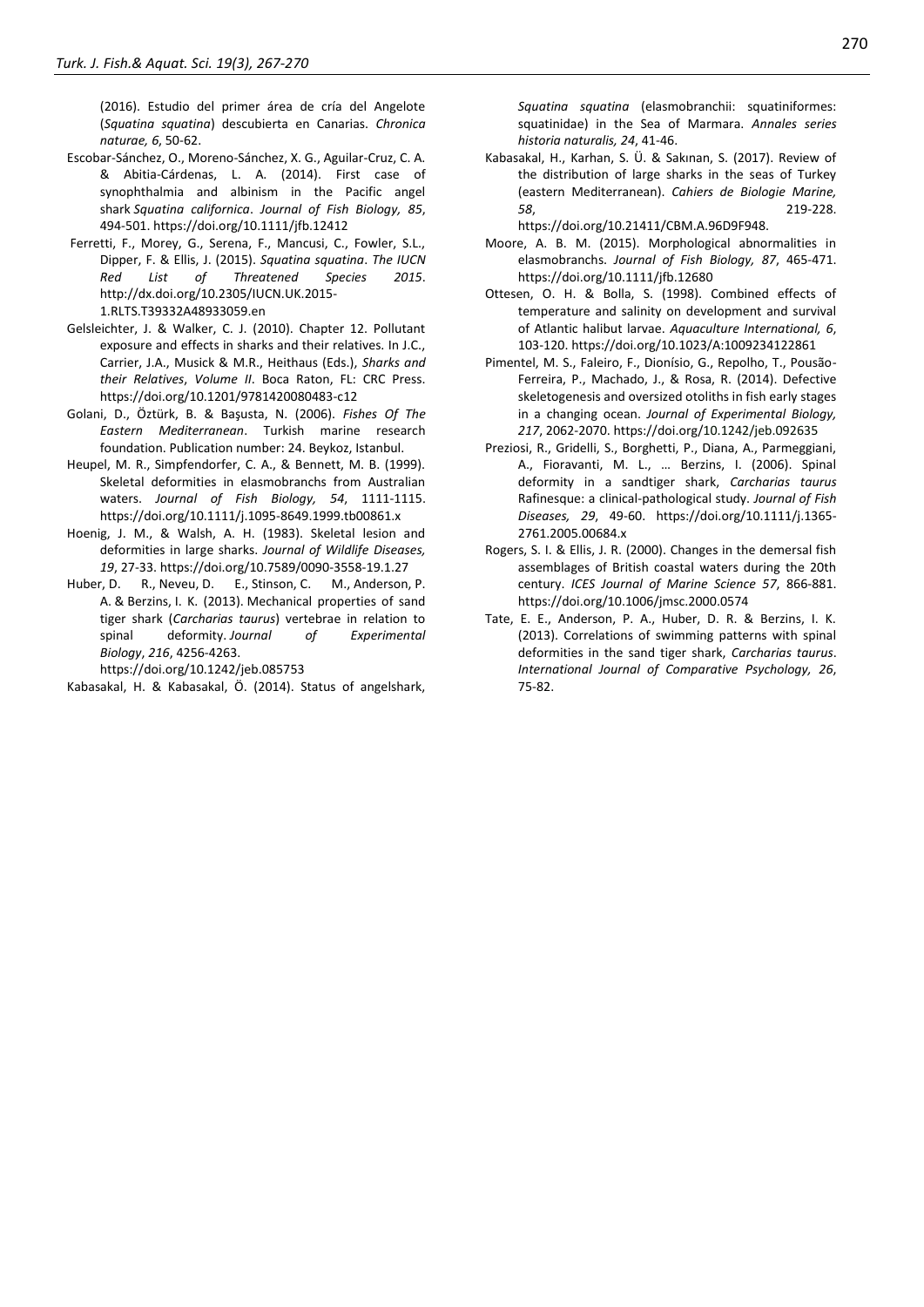(2016). Estudio del primer área de cría del Angelote (*Squatina squatina*) descubierta en Canarias. *Chronica naturae, 6*, 50-62.

Escobar-Sánchez, O., Moreno-Sánchez, X. G., Aguilar-Cruz, C. A. & Abitia-Cárdenas, L. A. (2014). First case of synophthalmia and albinism in the Pacific angel shark *Squatina californica*. *Journal of Fish Biology, 85*, 494-501. https://doi.org/10.1111/jfb.12412

Ferretti, F., Morey, G., Serena, F., Mancusi, C., Fowler, S.L., Dipper, F. & Ellis, J. (2015). *Squatina squatina*. *The IUCN Red List of Threatened Species 2015*. http://dx.doi.org/10.2305/IUCN.UK.2015-1.RLTS.T39332A48933059.en

Gelsleichter, J. & Walker, C. J. (2010). Chapter 12. Pollutant exposure and effects in sharks and their relatives. In J.C., Carrier, J.A., Musick & M.R., Heithaus (Eds.), *Sharks and their Relatives*, *Volume II*. Boca Raton, FL: CRC Press. https://doi.org/10.1201/9781420080483-c12

Golani, D., Öztürk, B. & Başusta, N. (2006). *Fishes Of The Eastern Mediterranean*. Turkish marine research foundation. Publication number: 24. Beykoz, Istanbul.

Heupel, M. R., Simpfendorfer, C. A., & Bennett, M. B. (1999). Skeletal deformities in elasmobranchs from Australian waters. *Journal of Fish Biology, 54*, 1111-1115. https://doi.org/10.1111/j.1095-8649.1999.tb00861.x

Hoenig, J. M., & Walsh, A. H. (1983). Skeletal lesion and deformities in large sharks. *Journal of Wildlife Diseases, 19*, 27-33. https://doi.org/10.7589/0090-3558-19.1.27

Huber, D. R., Neveu, D. E., Stinson, C. M., Anderson, P. A. & Berzins, I. K. (2013). Mechanical properties of sand tiger shark (*Carcharias taurus*) vertebrae in relation to spinal deformity. *Journal of Experimental Biology*, *216*, 4256-4263. https://doi.org/10.1242/jeb.085753

Kabasakal, H. & Kabasakal, Ö. (2014). Status of angelshark, *Squatina squatina* (elasmobranchii: squatiniformes: squatinidae) in the Sea of Marmara. *Annales series historia naturalis, 24*, 41-46.

Kabasakal, H., Karhan, S. Ü. & Sakınan, S. (2017). Review of the distribution of large sharks in the seas of Turkey (eastern Mediterranean). *Cahiers de Biologie Marine, 58*, 219-228. https://doi.org/10.21411/CBM.A.96D9F948.

Moore, A. B. M. (2015). Morphological abnormalities in elasmobranchs. *Journal of Fish Biology, 87*, 465-471. https://doi.org/10.1111/jfb.12680

Ottesen, O. H. & Bolla, S. (1998). Combined effects of temperature and salinity on development and survival of Atlantic halibut larvae. *Aquaculture International, 6*, 103-120. https://doi.org/10.1023/A:1009234122861

Pimentel, M. S., Faleiro, F., Dionísio, G., Repolho, T., Pousão-Ferreira, P., Machado, J., & Rosa, R. (2014). Defective skeletogenesis and oversized otoliths in fish early stages in a changing ocean. *Journal of Experimental Biology, 217*, 2062-2070. https://doi.org/10.1242/jeb.092635

Preziosi, R., Gridelli, S., Borghetti, P., Diana, A., Parmeggiani, A., Fioravanti, M. L., … Berzins, I. (2006). Spinal deformity in a sandtiger shark, *Carcharias taurus* Rafinesque: a clinical-pathological study. *Journal of Fish Diseases, 29*, 49-60. https://doi.org/10.1111/j.1365-2761.2005.00684.x

Rogers, S. I. & Ellis, J. R. (2000). Changes in the demersal fish assemblages of British coastal waters during the 20th century. *ICES Journal of Marine Science 57*, 866-881. https://doi.org/10.1006/jmsc.2000.0574

Tate, E. E., Anderson, P. A., Huber, D. R. & Berzins, I. K. (2013). Correlations of swimming patterns with spinal deformities in the sand tiger shark, *Carcharias taurus*. *International Journal of Comparative Psychology, 26*, 75-82.